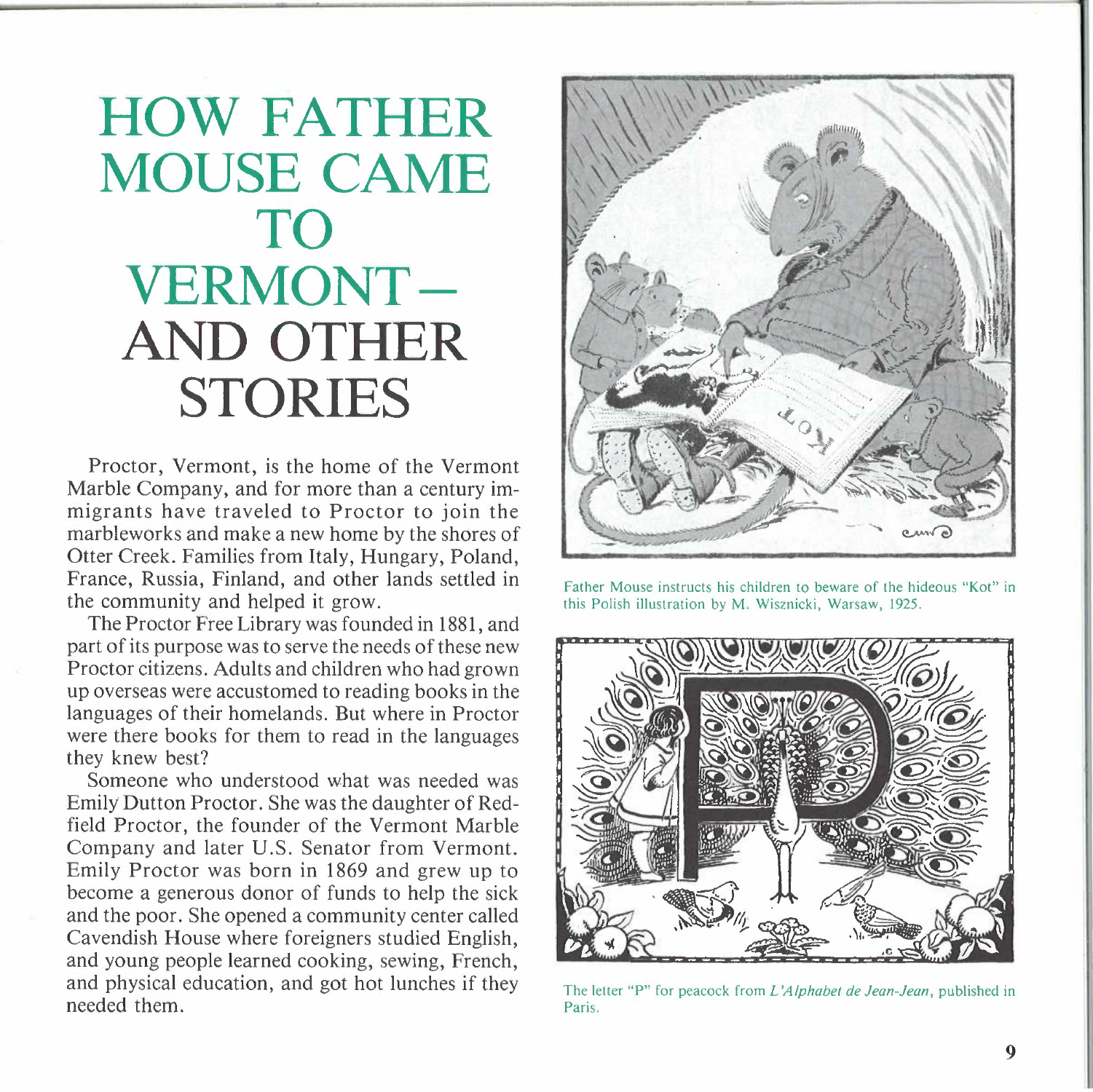# HOW FATHER MOUSE CAME TO VERMONT— AND OTHER STORIES

Proctor, Vermont, is the home of the Vermont Marble Company, and for more than a century immigrants have traveled to Proctor to join the marbleworks and make a new home by the shores of Otter Creek. Families from Italy, Hungary, Poland, France, Russia, Finland, and other lands settled in the community and helped it grow.

The Proctor Free Library was founded in 1881, and part of its purpose was to serve the needs of these new Proctor citizens. Adults and children who had grown up overseas were accustomed to reading books in the languages of their homelands. But where in Proctor were there books for them to read in the languages they knew best?

Someone who understood what was needed was Emily Dutton Proctor. She was the daughter of Redfield Proctor, the founder of the Vermont Marble Company and later U.S. Senator from Vermont. Emily Proctor was born in 1869 and grew up to become a generous donor of funds to help the sick and the poor. She opened a community center called Cavendish House where foreigners studied English, and young people learned cooking, sewing, French, and physical education, and got hot lunches if they needed them.

Father Mouse instructs his children to beware of the hideous "Kot" in this Polish illustration by M. Wisznicki, Warsaw, 1925.

The letter "P" for peacock from *L'Alphabet de Jean-Jean*, published in Paris.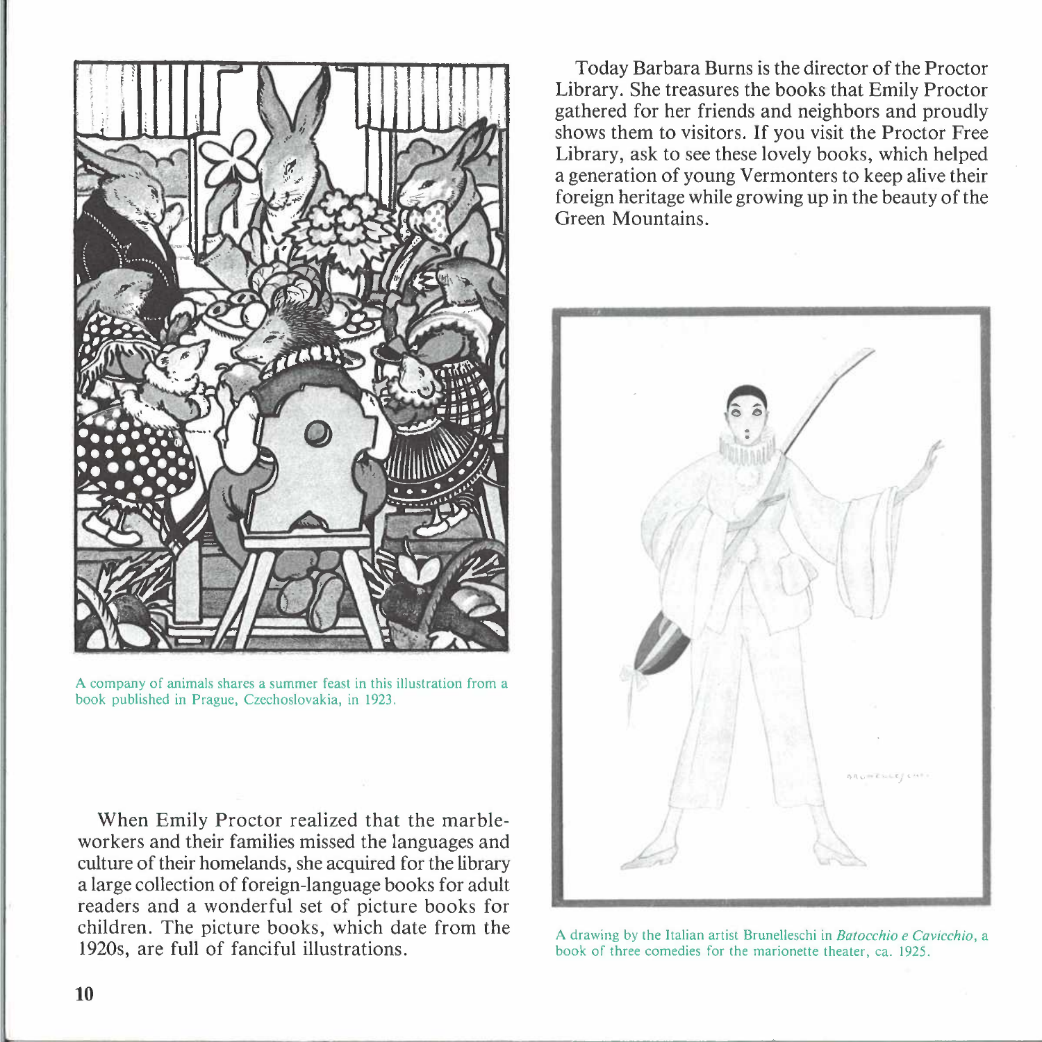A company of animals shares a summer feast in this illustration from a book published in Prague, Czechoslovakia, in 1923.

When Emily Proctor realized that the marble-workers and their families missed the languages and culture of their homelands, she acquired for the library a large collection of foreign-language books for adult readers and a wonderful set of picture books for children. The picture books, which date from the 1920s, are full of fanciful illustrations.

Today Barbara Burns is the director of the Proctor Library. She treasures the books that Emily Proctor gathered for her friends and neighbors and proudly shows them to visitors. If you visit the Proctor Free Library, ask to see these lovely books, which helped a generation of young Vermonters to keep alive their foreign heritage while growing up in the beauty of the Green Mountains.

A drawing by the Italian artist Brunelleschi in *Batocchio e Cavicchio*, a book of three comedies for the marionette theater, ca. 1925.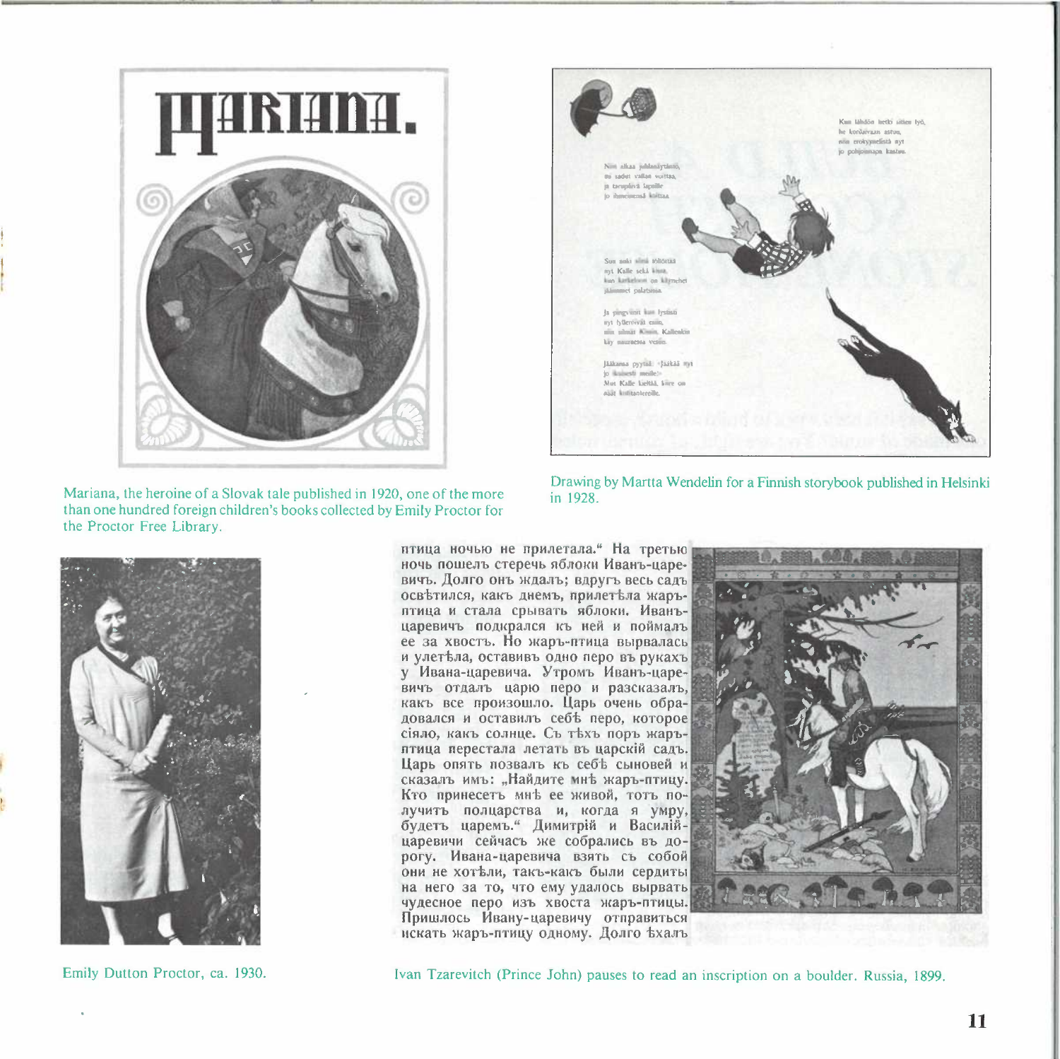Mariana, the heroine of a Slovak tale published in 1920, one of the more than one hundred foreign children's books collected by Emily Proctor for the Proctor Free Library.

Drawing by Martta Wendelin for a Finnish storybook published in Helsinki in 1928.

птица ночью не прилетала.“ На третью ночь пошелъ стеречь яблоки Иванъ-царевичъ. Долго онъ ждалъ; вдругъ весь садъ освѣтился, какъ днемъ, прилетѣла жаръ-птица и стала срывать яблоки. Иванъ-царевичъ подкрался къ ней и поймалъ ее за хвостъ. Но жаръ-птица вырвалась и улетѣла, оставивъ одно перо въ рукахъ у Ивана-царевича. Утромъ Иванъ-царевичъ отдалъ царю перо и разсказалъ, какъ все произошло. Царь очень обрадовался и оставилъ себѣ перо, которое сіяло, какъ солнце. Съ тѣхъ поръ жаръ-птица перестала летать въ царскій садъ. Царь опять позвалъ къ себѣ сыновей и сказалъ имъ: „Найдите мнѣ жаръ-птицу. Кто принесетъ мнѣ ее живой, тотъ получитъ полцарства и, когда я умру, будетъ царемъ.“ Димитрій и Василій-царевичи сейчасъ же собрались въ дорогу. Ивана-царевича взять съ собой они не хотѣли, такъ-какъ были сердиты на него за то, что ему удалось вырвать чудесное перо изъ хвоста жаръ-птицы. Пришлось Ивану-царевичу отправиться искать жаръ-птицу одному. Долго ѣхалъ

Emily Dutton Proctor, ca. 1930.

Ivan Tzarevitch (Prince John) pauses to read an inscription on a boulder. Russia, 1899.